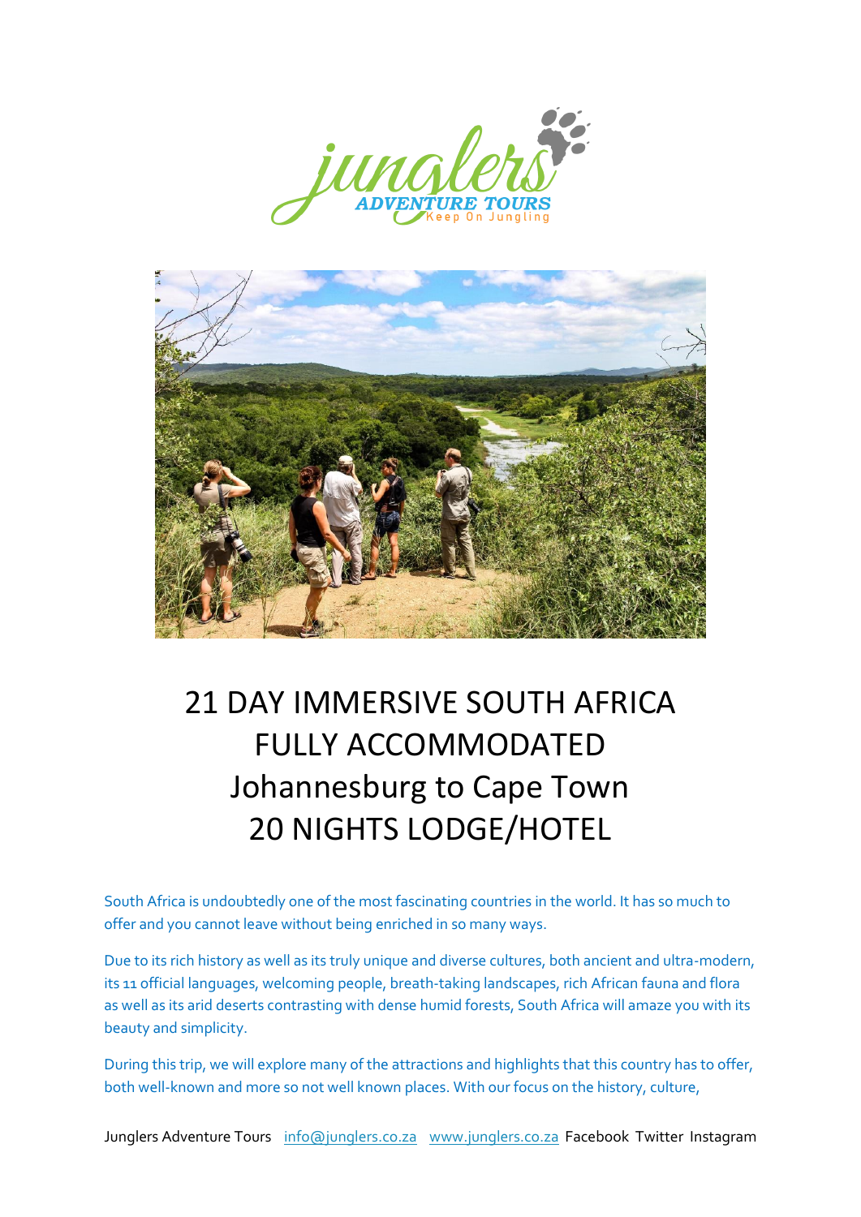# 21 DAY IMMERSIVE SOUTH AFRICA FULLY ACCOMMODATED Johannesburg to Cape Town 20 NIGHTS LODGE/HOTEL

South Africa is undoubtedly one of the most fascinating countries in the world. It has so much to offer and you cannot leave without being enriched in so many ways.

Due to its rich history as well as its truly unique and diverse cultures, both ancient and ultra-modern, its 11 official languages, welcoming people, breath-taking landscapes, rich African fauna and flora as well as its arid deserts contrasting with dense humid forests, South Africa will amaze you with its beauty and simplicity.

During this trip, we will explore many of the attractions and highlights that this country has to offer, both well-known and more so not well known places. With our focus on the history, culture,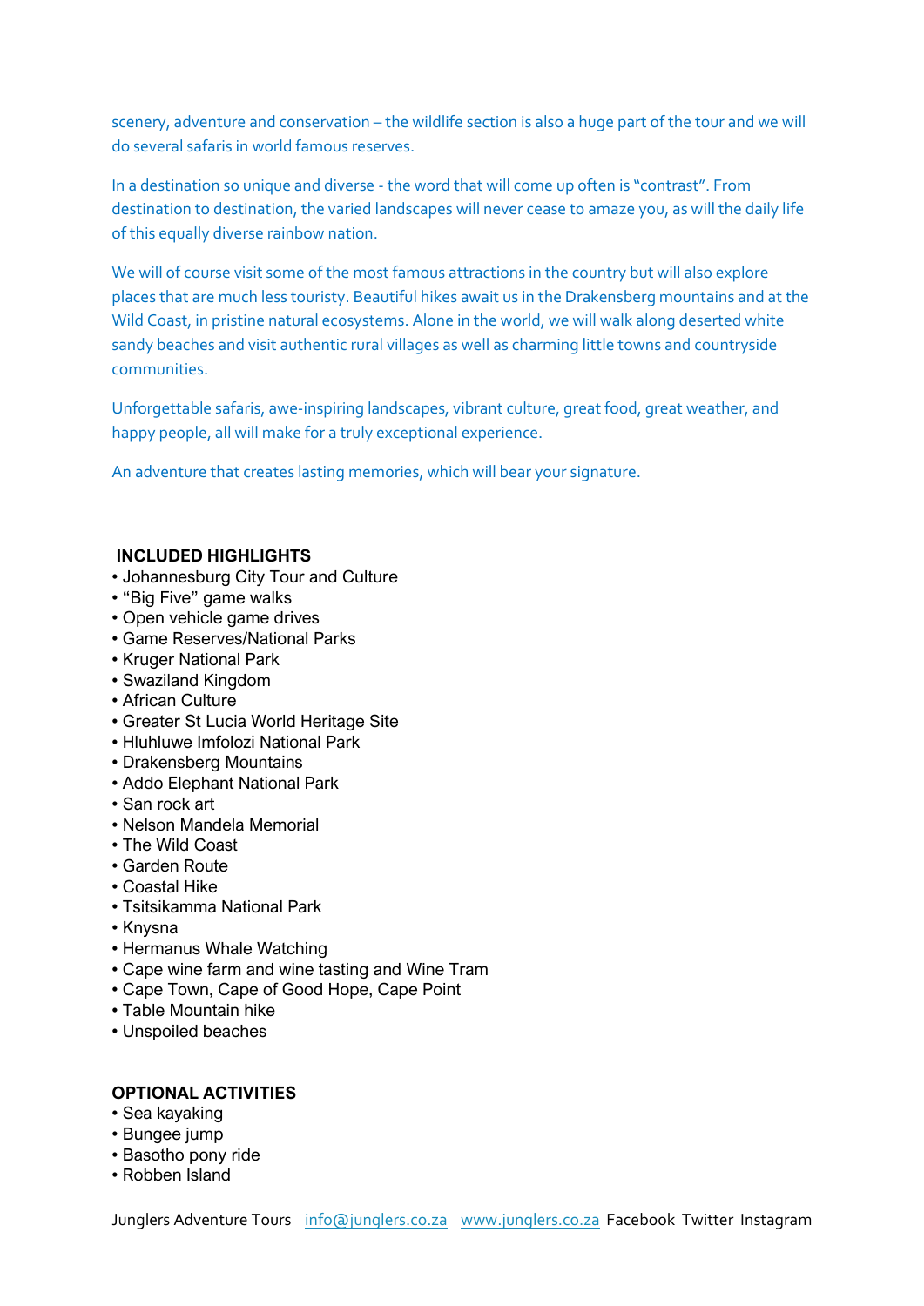scenery, adventure and conservation – the wildlife section is also a huge part of the tour and we will do several safaris in world famous reserves.

In a destination so unique and diverse - the word that will come up often is "contrast". From destination to destination, the varied landscapes will never cease to amaze you, as will the daily life of this equally diverse rainbow nation.

We will of course visit some of the most famous attractions in the country but will also explore places that are much less touristy. Beautiful hikes await us in the Drakensberg mountains and at the Wild Coast, in pristine natural ecosystems. Alone in the world, we will walk along deserted white sandy beaches and visit authentic rural villages as well as charming little towns and countryside communities.

Unforgettable safaris, awe-inspiring landscapes, vibrant culture, great food, great weather, and happy people, all will make for a truly exceptional experience.

An adventure that creates lasting memories, which will bear your signature.

**INCLUDED HIGHLIGHTS**

- Johannesburg City Tour and Culture
- "Big Five" game walks
- Open vehicle game drives
- Game Reserves/National Parks
- Kruger National Park
- Swaziland Kingdom
- African Culture
- Greater St Lucia World Heritage Site
- Hluhluwe Imfolozi National Park
- Drakensberg Mountains
- Addo Elephant National Park
- San rock art
- Nelson Mandela Memorial
- The Wild Coast
- Garden Route
- Coastal Hike
- Tsitsikamma National Park
- Knysna
- Hermanus Whale Watching
- Cape wine farm and wine tasting and Wine Tram
- Cape Town, Cape of Good Hope, Cape Point
- Table Mountain hike
- Unspoiled beaches

**OPTIONAL ACTIVITIES**

- Sea kayaking
- Bungee jump
- Basotho pony ride
- Robben Island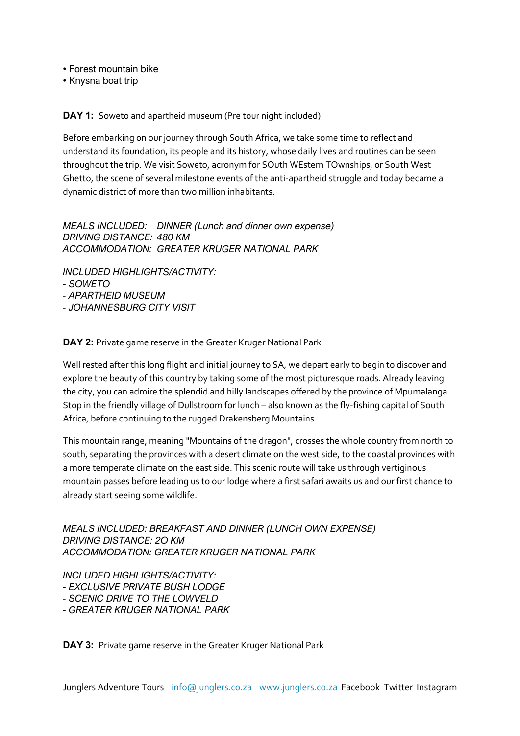- Forest mountain bike
- Knysna boat trip

**DAY 1:** Soweto and apartheid museum (Pre tour night included)

Before embarking on our journey through South Africa, we take some time to reflect and understand its foundation, its people and its history, whose daily lives and routines can be seen throughout the trip. We visit Soweto, acronym for SOuth WEstern TOwnships, or South West Ghetto, the scene of several milestone events of the anti-apartheid struggle and today became a dynamic district of more than two million inhabitants.

*MEALS INCLUDED: DINNER (Lunch and dinner own expense)*
*DRIVING DISTANCE: 480 KM*
*ACCOMMODATION: GREATER KRUGER NATIONAL PARK*

*INCLUDED HIGHLIGHTS/ACTIVITY:*
*- SOWETO*
*- APARTHEID MUSEUM*
*- JOHANNESBURG CITY VISIT*

**DAY 2:** Private game reserve in the Greater Kruger National Park

Well rested after this long flight and initial journey to SA, we depart early to begin to discover and explore the beauty of this country by taking some of the most picturesque roads. Already leaving the city, you can admire the splendid and hilly landscapes offered by the province of Mpumalanga. Stop in the friendly village of Dullstroom for lunch – also known as the fly-fishing capital of South Africa, before continuing to the rugged Drakensberg Mountains.

This mountain range, meaning "Mountains of the dragon", crosses the whole country from north to south, separating the provinces with a desert climate on the west side, to the coastal provinces with a more temperate climate on the east side. This scenic route will take us through vertiginous mountain passes before leading us to our lodge where a first safari awaits us and our first chance to already start seeing some wildlife.

*MEALS INCLUDED: BREAKFAST AND DINNER (LUNCH OWN EXPENSE)*
*DRIVING DISTANCE: 2O KM*
*ACCOMMODATION: GREATER KRUGER NATIONAL PARK*

*INCLUDED HIGHLIGHTS/ACTIVITY:*
*- EXCLUSIVE PRIVATE BUSH LODGE*
*- SCENIC DRIVE TO THE LOWVELD*
*- GREATER KRUGER NATIONAL PARK*

**DAY 3:** Private game reserve in the Greater Kruger National Park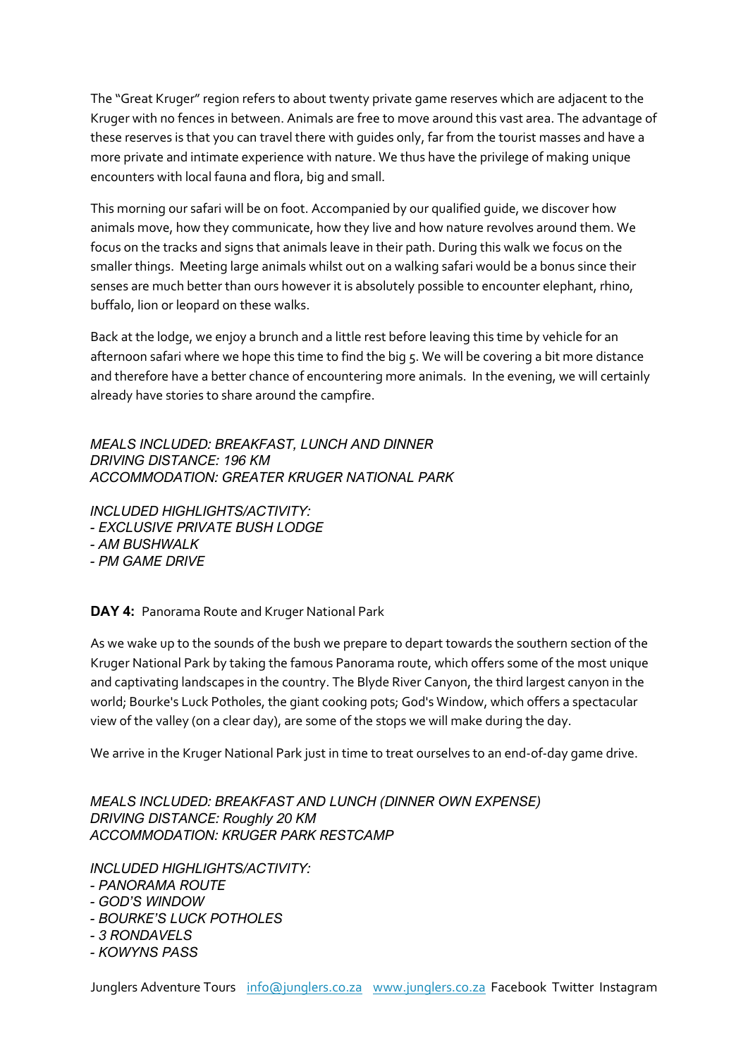The "Great Kruger" region refers to about twenty private game reserves which are adjacent to the Kruger with no fences in between. Animals are free to move around this vast area. The advantage of these reserves is that you can travel there with guides only, far from the tourist masses and have a more private and intimate experience with nature. We thus have the privilege of making unique encounters with local fauna and flora, big and small.

This morning our safari will be on foot. Accompanied by our qualified guide, we discover how animals move, how they communicate, how they live and how nature revolves around them. We focus on the tracks and signs that animals leave in their path. During this walk we focus on the smaller things. Meeting large animals whilst out on a walking safari would be a bonus since their senses are much better than ours however it is absolutely possible to encounter elephant, rhino, buffalo, lion or leopard on these walks.

Back at the lodge, we enjoy a brunch and a little rest before leaving this time by vehicle for an afternoon safari where we hope this time to find the big 5. We will be covering a bit more distance and therefore have a better chance of encountering more animals. In the evening, we will certainly already have stories to share around the campfire.

*MEALS INCLUDED: BREAKFAST, LUNCH AND DINNER*
*DRIVING DISTANCE: 196 KM*
*ACCOMMODATION: GREATER KRUGER NATIONAL PARK*

*INCLUDED HIGHLIGHTS/ACTIVITY:*
*- EXCLUSIVE PRIVATE BUSH LODGE*
*- AM BUSHWALK*
*- PM GAME DRIVE*

**DAY 4:** Panorama Route and Kruger National Park

As we wake up to the sounds of the bush we prepare to depart towards the southern section of the Kruger National Park by taking the famous Panorama route, which offers some of the most unique and captivating landscapes in the country. The Blyde River Canyon, the third largest canyon in the world; Bourke's Luck Potholes, the giant cooking pots; God's Window, which offers a spectacular view of the valley (on a clear day), are some of the stops we will make during the day.

We arrive in the Kruger National Park just in time to treat ourselves to an end-of-day game drive.

*MEALS INCLUDED: BREAKFAST AND LUNCH (DINNER OWN EXPENSE)*
*DRIVING DISTANCE: Roughly 20 KM*
*ACCOMMODATION: KRUGER PARK RESTCAMP*

*INCLUDED HIGHLIGHTS/ACTIVITY:*
*- PANORAMA ROUTE*
*- GOD'S WINDOW*
*- BOURKE'S LUCK POTHOLES*
*- 3 RONDAVELS*
*- KOWYNS PASS*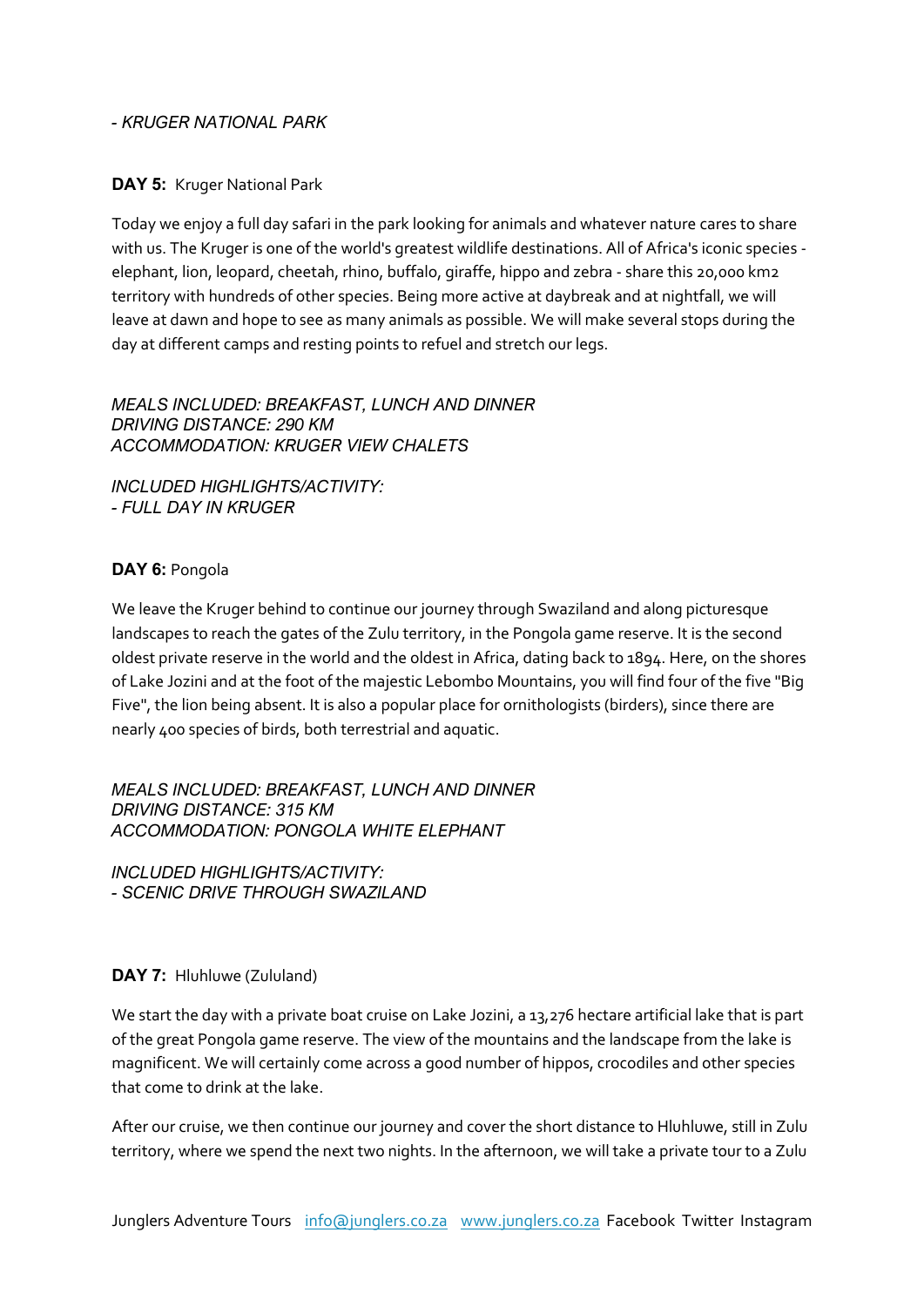*- KRUGER NATIONAL PARK*

**DAY 5:** Kruger National Park

Today we enjoy a full day safari in the park looking for animals and whatever nature cares to share with us. The Kruger is one of the world's greatest wildlife destinations. All of Africa's iconic species - elephant, lion, leopard, cheetah, rhino, buffalo, giraffe, hippo and zebra - share this 20,000 km2 territory with hundreds of other species. Being more active at daybreak and at nightfall, we will leave at dawn and hope to see as many animals as possible. We will make several stops during the day at different camps and resting points to refuel and stretch our legs.

*MEALS INCLUDED: BREAKFAST, LUNCH AND DINNER*
*DRIVING DISTANCE: 290 KM*
*ACCOMMODATION: KRUGER VIEW CHALETS*

*INCLUDED HIGHLIGHTS/ACTIVITY:*
*- FULL DAY IN KRUGER*

**DAY 6:** Pongola

We leave the Kruger behind to continue our journey through Swaziland and along picturesque landscapes to reach the gates of the Zulu territory, in the Pongola game reserve. It is the second oldest private reserve in the world and the oldest in Africa, dating back to 1894. Here, on the shores of Lake Jozini and at the foot of the majestic Lebombo Mountains, you will find four of the five "Big Five", the lion being absent. It is also a popular place for ornithologists (birders), since there are nearly 400 species of birds, both terrestrial and aquatic.

*MEALS INCLUDED: BREAKFAST, LUNCH AND DINNER*
*DRIVING DISTANCE: 315 KM*
*ACCOMMODATION: PONGOLA WHITE ELEPHANT*

*INCLUDED HIGHLIGHTS/ACTIVITY:*
*- SCENIC DRIVE THROUGH SWAZILAND*

**DAY 7:** Hluhluwe (Zululand)

We start the day with a private boat cruise on Lake Jozini, a 13,276 hectare artificial lake that is part of the great Pongola game reserve. The view of the mountains and the landscape from the lake is magnificent. We will certainly come across a good number of hippos, crocodiles and other species that come to drink at the lake.

After our cruise, we then continue our journey and cover the short distance to Hluhluwe, still in Zulu territory, where we spend the next two nights. In the afternoon, we will take a private tour to a Zulu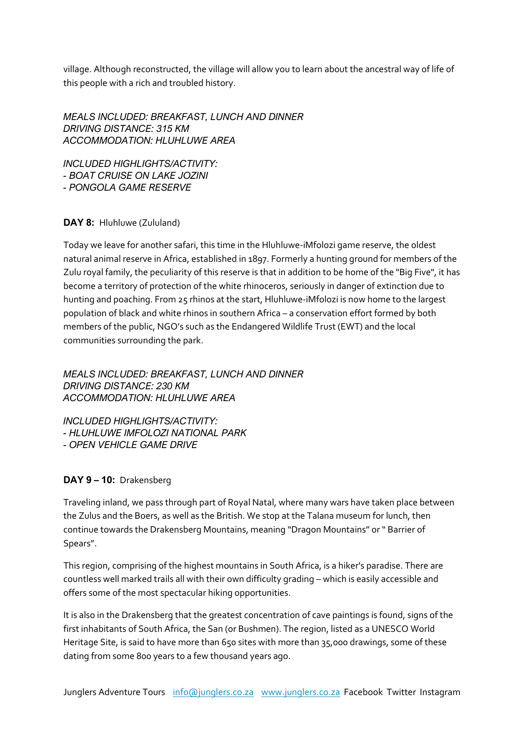village. Although reconstructed, the village will allow you to learn about the ancestral way of life of this people with a rich and troubled history.

*MEALS INCLUDED: BREAKFAST, LUNCH AND DINNER*
*DRIVING DISTANCE: 315 KM*
*ACCOMMODATION: HLUHLUWE AREA*

*INCLUDED HIGHLIGHTS/ACTIVITY:*
*- BOAT CRUISE ON LAKE JOZINI*
*- PONGOLA GAME RESERVE*

**DAY 8:** Hluhluwe (Zululand)

Today we leave for another safari, this time in the Hluhluwe-iMfolozi game reserve, the oldest natural animal reserve in Africa, established in 1897. Formerly a hunting ground for members of the Zulu royal family, the peculiarity of this reserve is that in addition to be home of the "Big Five", it has become a territory of protection of the white rhinoceros, seriously in danger of extinction due to hunting and poaching. From 25 rhinos at the start, Hluhluwe-iMfolozi is now home to the largest population of black and white rhinos in southern Africa – a conservation effort formed by both members of the public, NGO's such as the Endangered Wildlife Trust (EWT) and the local communities surrounding the park.

*MEALS INCLUDED: BREAKFAST, LUNCH AND DINNER*
*DRIVING DISTANCE: 230 KM*
*ACCOMMODATION: HLUHLUWE AREA*

*INCLUDED HIGHLIGHTS/ACTIVITY:*
*- HLUHLUWE IMFOLOZI NATIONAL PARK*
*- OPEN VEHICLE GAME DRIVE*

**DAY 9 – 10:** Drakensberg

Traveling inland, we pass through part of Royal Natal, where many wars have taken place between the Zulus and the Boers, as well as the British. We stop at the Talana museum for lunch, then continue towards the Drakensberg Mountains, meaning "Dragon Mountains" or " Barrier of Spears".

This region, comprising of the highest mountains in South Africa, is a hiker's paradise. There are countless well marked trails all with their own difficulty grading – which is easily accessible and offers some of the most spectacular hiking opportunities.

It is also in the Drakensberg that the greatest concentration of cave paintings is found, signs of the first inhabitants of South Africa, the San (or Bushmen). The region, listed as a UNESCO World Heritage Site, is said to have more than 650 sites with more than 35,000 drawings, some of these dating from some 800 years to a few thousand years ago.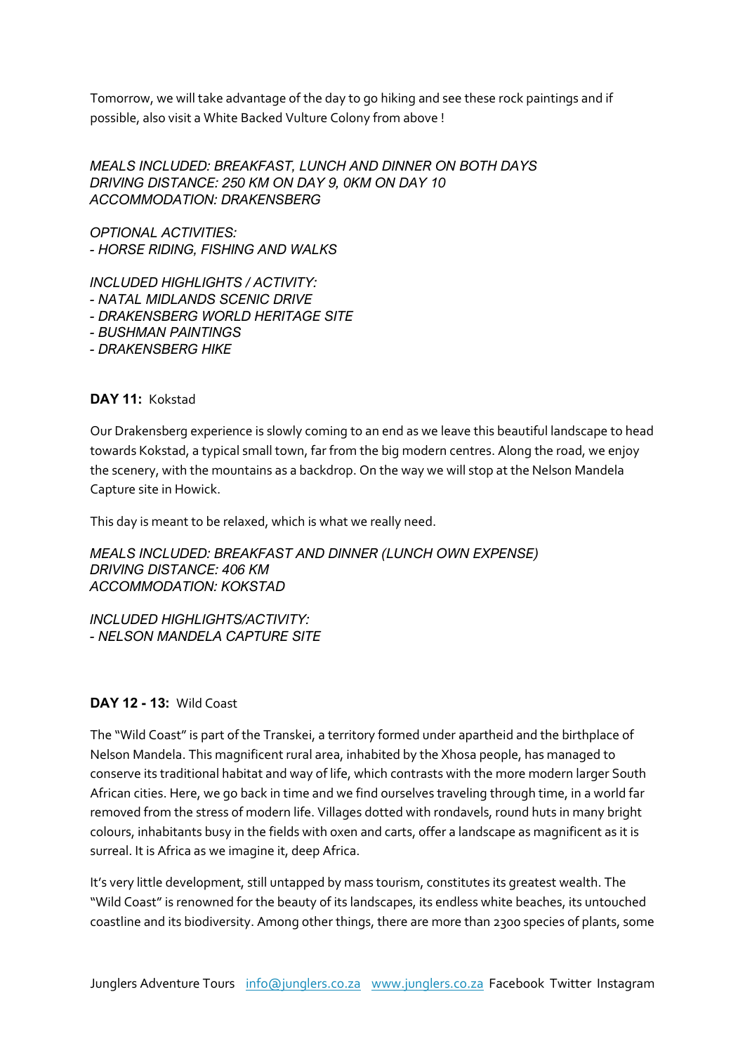Tomorrow, we will take advantage of the day to go hiking and see these rock paintings and if possible, also visit a White Backed Vulture Colony from above !

*MEALS INCLUDED: BREAKFAST, LUNCH AND DINNER ON BOTH DAYS*
*DRIVING DISTANCE: 250 KM ON DAY 9, 0KM ON DAY 10*
*ACCOMMODATION: DRAKENSBERG*

*OPTIONAL ACTIVITIES:*
*- HORSE RIDING, FISHING AND WALKS*

*INCLUDED HIGHLIGHTS / ACTIVITY:*
*- NATAL MIDLANDS SCENIC DRIVE*
*- DRAKENSBERG WORLD HERITAGE SITE*
*- BUSHMAN PAINTINGS*
*- DRAKENSBERG HIKE*

**DAY 11:** Kokstad

Our Drakensberg experience is slowly coming to an end as we leave this beautiful landscape to head towards Kokstad, a typical small town, far from the big modern centres. Along the road, we enjoy the scenery, with the mountains as a backdrop. On the way we will stop at the Nelson Mandela Capture site in Howick.

This day is meant to be relaxed, which is what we really need.

*MEALS INCLUDED: BREAKFAST AND DINNER (LUNCH OWN EXPENSE)*
*DRIVING DISTANCE: 406 KM*
*ACCOMMODATION: KOKSTAD*

*INCLUDED HIGHLIGHTS/ACTIVITY:*
*- NELSON MANDELA CAPTURE SITE*

**DAY 12 - 13:** Wild Coast

The "Wild Coast" is part of the Transkei, a territory formed under apartheid and the birthplace of Nelson Mandela. This magnificent rural area, inhabited by the Xhosa people, has managed to conserve its traditional habitat and way of life, which contrasts with the more modern larger South African cities. Here, we go back in time and we find ourselves traveling through time, in a world far removed from the stress of modern life. Villages dotted with rondavels, round huts in many bright colours, inhabitants busy in the fields with oxen and carts, offer a landscape as magnificent as it is surreal. It is Africa as we imagine it, deep Africa.

It's very little development, still untapped by mass tourism, constitutes its greatest wealth. The "Wild Coast" is renowned for the beauty of its landscapes, its endless white beaches, its untouched coastline and its biodiversity. Among other things, there are more than 2300 species of plants, some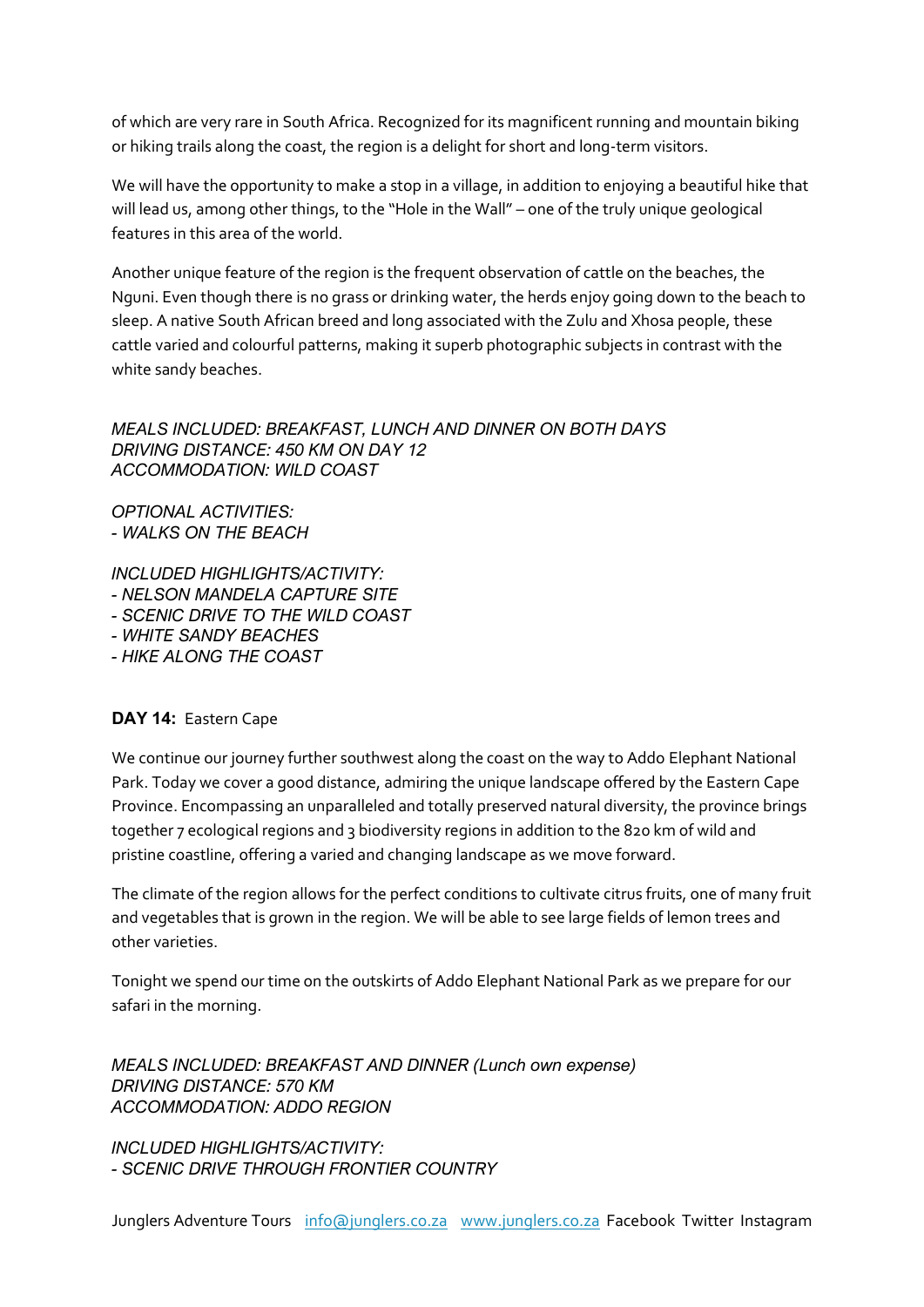of which are very rare in South Africa. Recognized for its magnificent running and mountain biking or hiking trails along the coast, the region is a delight for short and long-term visitors.

We will have the opportunity to make a stop in a village, in addition to enjoying a beautiful hike that will lead us, among other things, to the "Hole in the Wall" – one of the truly unique geological features in this area of the world.

Another unique feature of the region is the frequent observation of cattle on the beaches, the Nguni. Even though there is no grass or drinking water, the herds enjoy going down to the beach to sleep. A native South African breed and long associated with the Zulu and Xhosa people, these cattle varied and colourful patterns, making it superb photographic subjects in contrast with the white sandy beaches.

*MEALS INCLUDED: BREAKFAST, LUNCH AND DINNER ON BOTH DAYS*
*DRIVING DISTANCE: 450 KM ON DAY 12*
*ACCOMMODATION: WILD COAST*

*OPTIONAL ACTIVITIES:*
*- WALKS ON THE BEACH*

*INCLUDED HIGHLIGHTS/ACTIVITY:*
*- NELSON MANDELA CAPTURE SITE*
*- SCENIC DRIVE TO THE WILD COAST*
*- WHITE SANDY BEACHES*
*- HIKE ALONG THE COAST*

**DAY 14:** Eastern Cape

We continue our journey further southwest along the coast on the way to Addo Elephant National Park. Today we cover a good distance, admiring the unique landscape offered by the Eastern Cape Province. Encompassing an unparalleled and totally preserved natural diversity, the province brings together 7 ecological regions and 3 biodiversity regions in addition to the 820 km of wild and pristine coastline, offering a varied and changing landscape as we move forward.

The climate of the region allows for the perfect conditions to cultivate citrus fruits, one of many fruit and vegetables that is grown in the region. We will be able to see large fields of lemon trees and other varieties.

Tonight we spend our time on the outskirts of Addo Elephant National Park as we prepare for our safari in the morning.

*MEALS INCLUDED: BREAKFAST AND DINNER (Lunch own expense)*
*DRIVING DISTANCE: 570 KM*
*ACCOMMODATION: ADDO REGION*

*INCLUDED HIGHLIGHTS/ACTIVITY:*
*- SCENIC DRIVE THROUGH FRONTIER COUNTRY*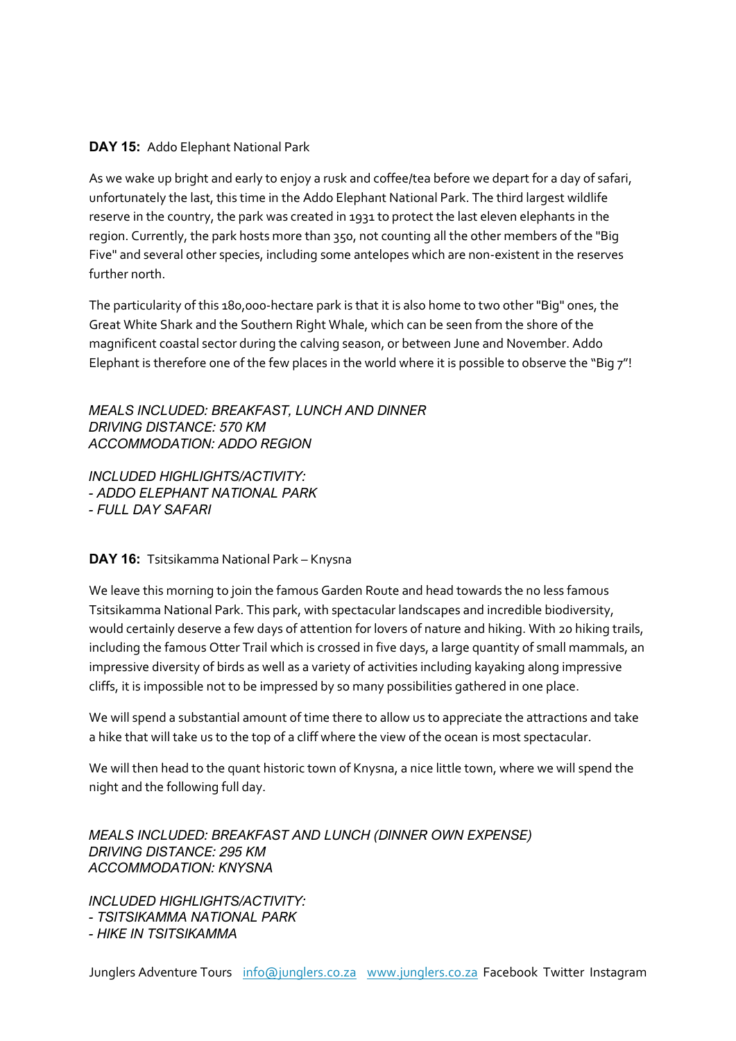**DAY 15:** Addo Elephant National Park

As we wake up bright and early to enjoy a rusk and coffee/tea before we depart for a day of safari, unfortunately the last, this time in the Addo Elephant National Park. The third largest wildlife reserve in the country, the park was created in 1931 to protect the last eleven elephants in the region. Currently, the park hosts more than 350, not counting all the other members of the "Big Five" and several other species, including some antelopes which are non-existent in the reserves further north.

The particularity of this 180,000-hectare park is that it is also home to two other "Big" ones, the Great White Shark and the Southern Right Whale, which can be seen from the shore of the magnificent coastal sector during the calving season, or between June and November. Addo Elephant is therefore one of the few places in the world where it is possible to observe the "Big 7"!

*MEALS INCLUDED: BREAKFAST, LUNCH AND DINNER*
*DRIVING DISTANCE: 570 KM*
*ACCOMMODATION: ADDO REGION*

*INCLUDED HIGHLIGHTS/ACTIVITY:*
*- ADDO ELEPHANT NATIONAL PARK*
*- FULL DAY SAFARI*

**DAY 16:** Tsitsikamma National Park – Knysna

We leave this morning to join the famous Garden Route and head towards the no less famous Tsitsikamma National Park. This park, with spectacular landscapes and incredible biodiversity, would certainly deserve a few days of attention for lovers of nature and hiking. With 20 hiking trails, including the famous Otter Trail which is crossed in five days, a large quantity of small mammals, an impressive diversity of birds as well as a variety of activities including kayaking along impressive cliffs, it is impossible not to be impressed by so many possibilities gathered in one place.

We will spend a substantial amount of time there to allow us to appreciate the attractions and take a hike that will take us to the top of a cliff where the view of the ocean is most spectacular.

We will then head to the quant historic town of Knysna, a nice little town, where we will spend the night and the following full day.

*MEALS INCLUDED: BREAKFAST AND LUNCH (DINNER OWN EXPENSE)*
*DRIVING DISTANCE: 295 KM*
*ACCOMMODATION: KNYSNA*

*INCLUDED HIGHLIGHTS/ACTIVITY:*
*- TSITSIKAMMA NATIONAL PARK*
*- HIKE IN TSITSIKAMMA*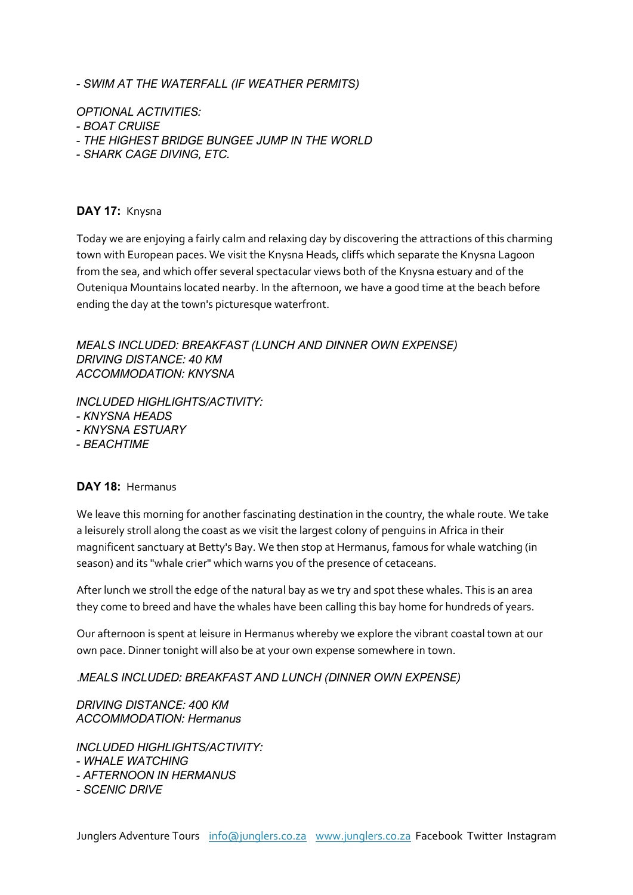*- SWIM AT THE WATERFALL (IF WEATHER PERMITS)*

*OPTIONAL ACTIVITIES:*
*- BOAT CRUISE*
*- THE HIGHEST BRIDGE BUNGEE JUMP IN THE WORLD*
*- SHARK CAGE DIVING, ETC.*

**DAY 17:** Knysna

Today we are enjoying a fairly calm and relaxing day by discovering the attractions of this charming town with European paces. We visit the Knysna Heads, cliffs which separate the Knysna Lagoon from the sea, and which offer several spectacular views both of the Knysna estuary and of the Outeniqua Mountains located nearby. In the afternoon, we have a good time at the beach before ending the day at the town's picturesque waterfront.

*MEALS INCLUDED: BREAKFAST (LUNCH AND DINNER OWN EXPENSE)*
*DRIVING DISTANCE: 40 KM*
*ACCOMMODATION: KNYSNA*

*INCLUDED HIGHLIGHTS/ACTIVITY:*
*- KNYSNA HEADS*
*- KNYSNA ESTUARY*
*- BEACHTIME*

**DAY 18:** Hermanus

We leave this morning for another fascinating destination in the country, the whale route. We take a leisurely stroll along the coast as we visit the largest colony of penguins in Africa in their magnificent sanctuary at Betty's Bay. We then stop at Hermanus, famous for whale watching (in season) and its "whale crier" which warns you of the presence of cetaceans.

After lunch we stroll the edge of the natural bay as we try and spot these whales. This is an area they come to breed and have the whales have been calling this bay home for hundreds of years.

Our afternoon is spent at leisure in Hermanus whereby we explore the vibrant coastal town at our own pace. Dinner tonight will also be at your own expense somewhere in town.

*.MEALS INCLUDED: BREAKFAST AND LUNCH (DINNER OWN EXPENSE)*

*DRIVING DISTANCE: 400 KM*
*ACCOMMODATION: Hermanus*

*INCLUDED HIGHLIGHTS/ACTIVITY:*
*- WHALE WATCHING*
*- AFTERNOON IN HERMANUS*
*- SCENIC DRIVE*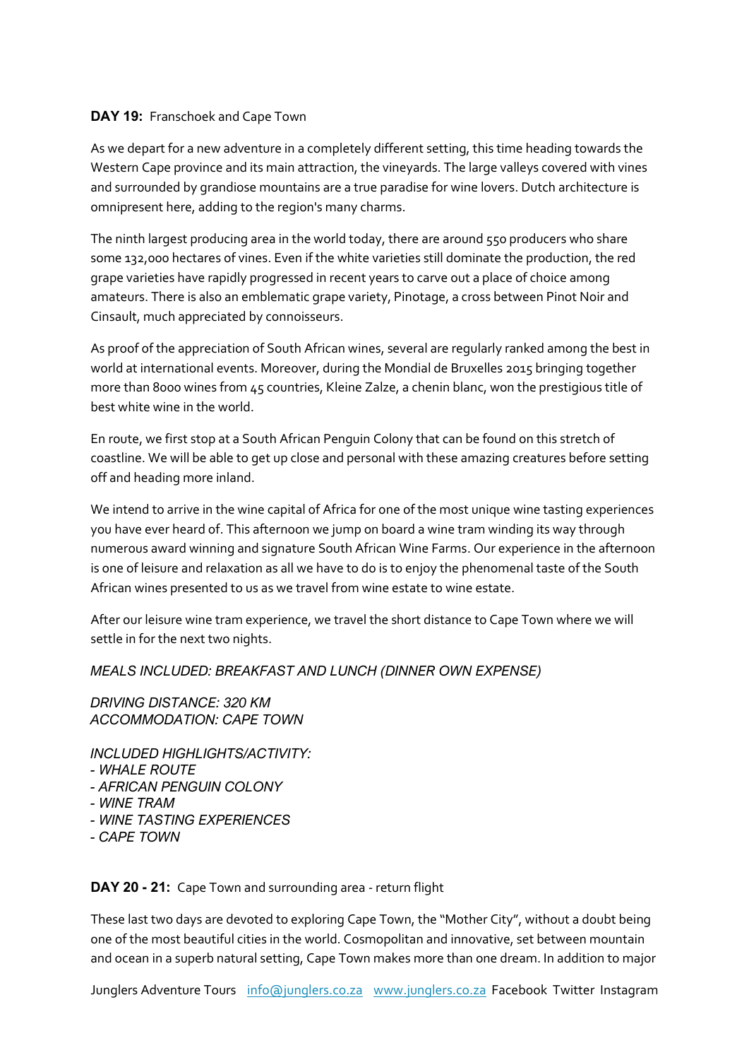**DAY 19:** Franschoek and Cape Town

As we depart for a new adventure in a completely different setting, this time heading towards the Western Cape province and its main attraction, the vineyards. The large valleys covered with vines and surrounded by grandiose mountains are a true paradise for wine lovers. Dutch architecture is omnipresent here, adding to the region's many charms.

The ninth largest producing area in the world today, there are around 550 producers who share some 132,000 hectares of vines. Even if the white varieties still dominate the production, the red grape varieties have rapidly progressed in recent years to carve out a place of choice among amateurs. There is also an emblematic grape variety, Pinotage, a cross between Pinot Noir and Cinsault, much appreciated by connoisseurs.

As proof of the appreciation of South African wines, several are regularly ranked among the best in world at international events. Moreover, during the Mondial de Bruxelles 2015 bringing together more than 8000 wines from 45 countries, Kleine Zalze, a chenin blanc, won the prestigious title of best white wine in the world.

En route, we first stop at a South African Penguin Colony that can be found on this stretch of coastline. We will be able to get up close and personal with these amazing creatures before setting off and heading more inland.

We intend to arrive in the wine capital of Africa for one of the most unique wine tasting experiences you have ever heard of. This afternoon we jump on board a wine tram winding its way through numerous award winning and signature South African Wine Farms. Our experience in the afternoon is one of leisure and relaxation as all we have to do is to enjoy the phenomenal taste of the South African wines presented to us as we travel from wine estate to wine estate.

After our leisure wine tram experience, we travel the short distance to Cape Town where we will settle in for the next two nights.

*MEALS INCLUDED: BREAKFAST AND LUNCH (DINNER OWN EXPENSE)*

*DRIVING DISTANCE: 320 KM*
*ACCOMMODATION: CAPE TOWN*

*INCLUDED HIGHLIGHTS/ACTIVITY:*
*- WHALE ROUTE*
*- AFRICAN PENGUIN COLONY*
*- WINE TRAM*
*- WINE TASTING EXPERIENCES*
*- CAPE TOWN*

**DAY 20 - 21:** Cape Town and surrounding area - return flight

These last two days are devoted to exploring Cape Town, the "Mother City", without a doubt being one of the most beautiful cities in the world. Cosmopolitan and innovative, set between mountain and ocean in a superb natural setting, Cape Town makes more than one dream. In addition to major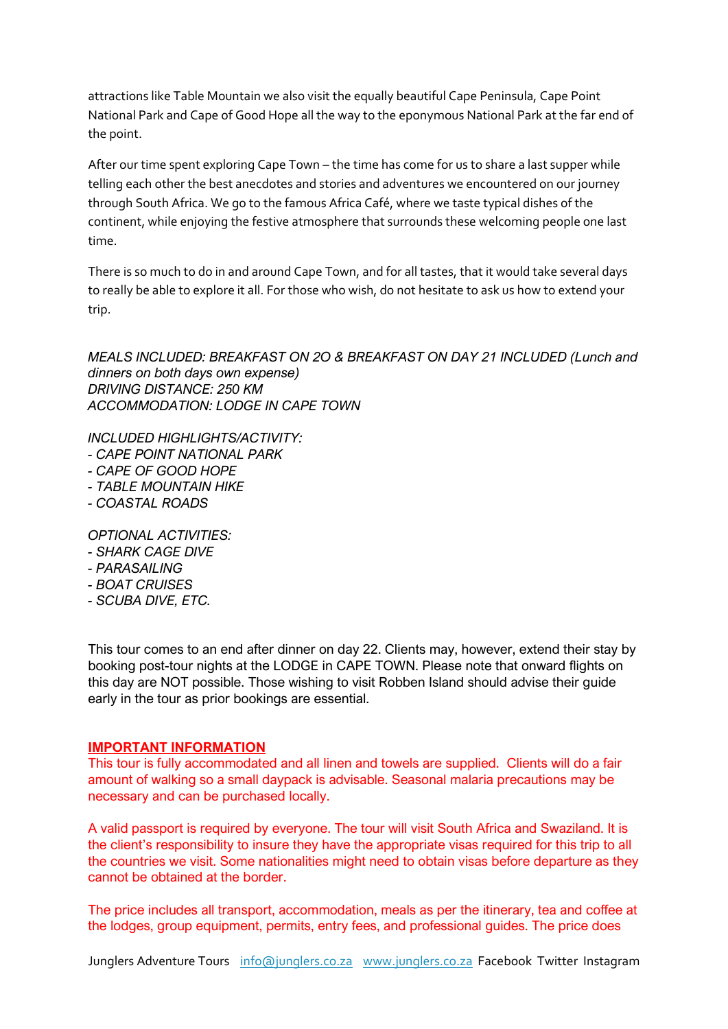attractions like Table Mountain we also visit the equally beautiful Cape Peninsula, Cape Point National Park and Cape of Good Hope all the way to the eponymous National Park at the far end of the point.

After our time spent exploring Cape Town – the time has come for us to share a last supper while telling each other the best anecdotes and stories and adventures we encountered on our journey through South Africa. We go to the famous Africa Café, where we taste typical dishes of the continent, while enjoying the festive atmosphere that surrounds these welcoming people one last time.

There is so much to do in and around Cape Town, and for all tastes, that it would take several days to really be able to explore it all. For those who wish, do not hesitate to ask us how to extend your trip.

*MEALS INCLUDED: BREAKFAST ON 2O & BREAKFAST ON DAY 21 INCLUDED (Lunch and dinners on both days own expense)*
*DRIVING DISTANCE: 250 KM*
*ACCOMMODATION: LODGE IN CAPE TOWN*

*INCLUDED HIGHLIGHTS/ACTIVITY:*
*- CAPE POINT NATIONAL PARK*
*- CAPE OF GOOD HOPE*
*- TABLE MOUNTAIN HIKE*
*- COASTAL ROADS*

*OPTIONAL ACTIVITIES:*
*- SHARK CAGE DIVE*
*- PARASAILING*
*- BOAT CRUISES*
*- SCUBA DIVE, ETC.*

This tour comes to an end after dinner on day 22. Clients may, however, extend their stay by booking post-tour nights at the LODGE in CAPE TOWN. Please note that onward flights on this day are NOT possible. Those wishing to visit Robben Island should advise their guide early in the tour as prior bookings are essential.

**IMPORTANT INFORMATION**

This tour is fully accommodated and all linen and towels are supplied. Clients will do a fair amount of walking so a small daypack is advisable. Seasonal malaria precautions may be necessary and can be purchased locally.

A valid passport is required by everyone. The tour will visit South Africa and Swaziland. It is the client's responsibility to insure they have the appropriate visas required for this trip to all the countries we visit. Some nationalities might need to obtain visas before departure as they cannot be obtained at the border.

The price includes all transport, accommodation, meals as per the itinerary, tea and coffee at the lodges, group equipment, permits, entry fees, and professional guides. The price does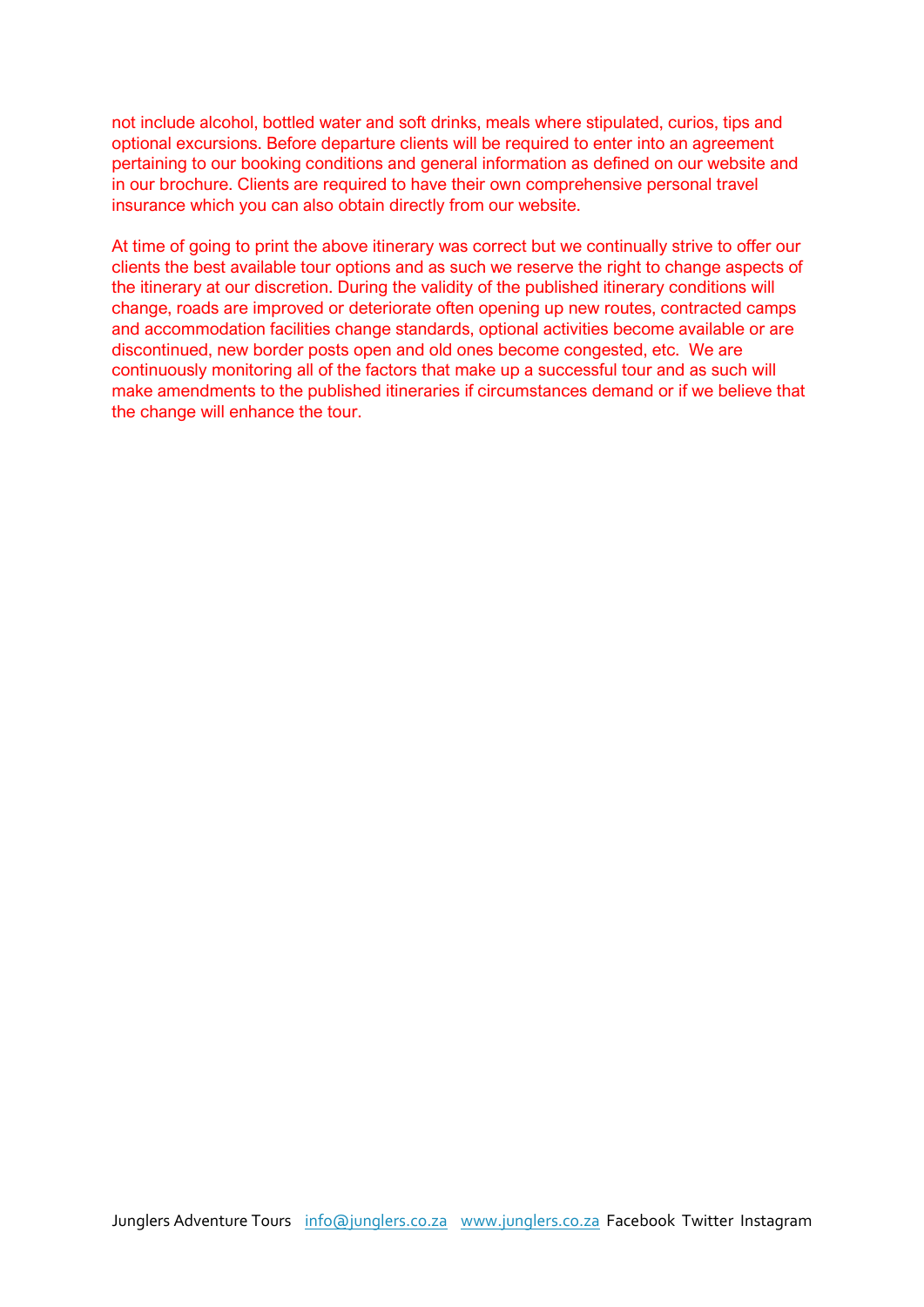not include alcohol, bottled water and soft drinks, meals where stipulated, curios, tips and optional excursions. Before departure clients will be required to enter into an agreement pertaining to our booking conditions and general information as defined on our website and in our brochure. Clients are required to have their own comprehensive personal travel insurance which you can also obtain directly from our website.

At time of going to print the above itinerary was correct but we continually strive to offer our clients the best available tour options and as such we reserve the right to change aspects of the itinerary at our discretion. During the validity of the published itinerary conditions will change, roads are improved or deteriorate often opening up new routes, contracted camps and accommodation facilities change standards, optional activities become available or are discontinued, new border posts open and old ones become congested, etc. We are continuously monitoring all of the factors that make up a successful tour and as such will make amendments to the published itineraries if circumstances demand or if we believe that the change will enhance the tour.